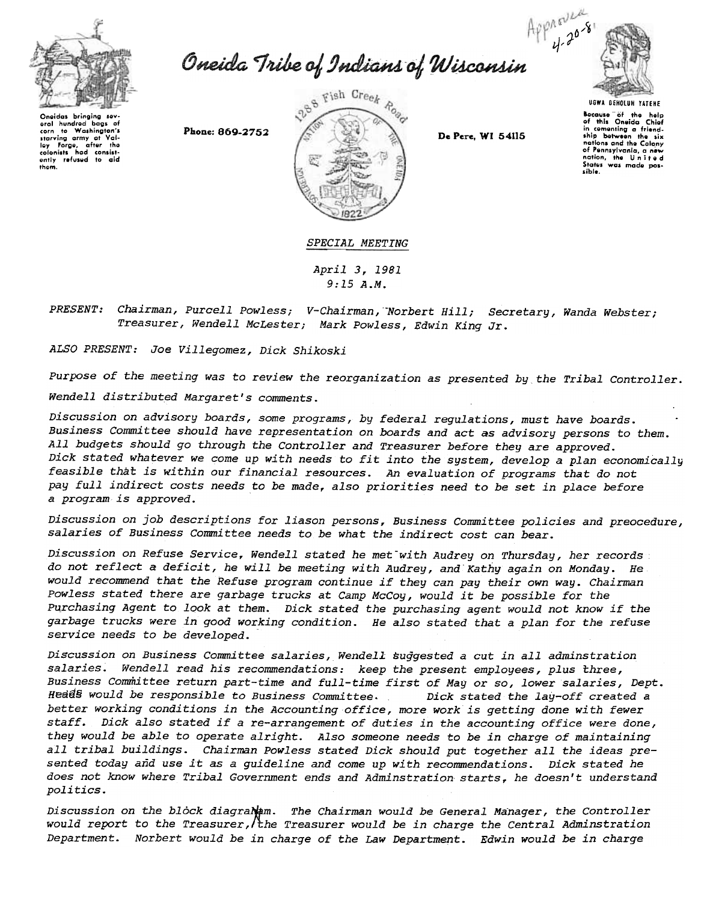Approved 4-20-81

Oneidas bringing several hundred bags of corn to Washington's starving army at Valley Forge, after the colonists had consistently refused to aid them.

# Oneida Tribe of Indians of Wisconsin

Phone: 869-2752

1288 Fish Creek Road

De Pere, WI 54115

UGWA DEHOLUH YATEHE

Because of the help of this Oneida Chief in cementing a friendship between the six nations and the Colony of Pennsylvania, a new nation, the United States was made possible.

*SPECIAL MEETING*

*April 3, 1981*
*9:15 A.M.*

*PRESENT: Chairman, Purcell Powless; V-Chairman, Norbert Hill; Secretary, Wanda Webster; Treasurer, Wendell McLester; Mark Powless, Edwin King Jr.*

*ALSO PRESENT: Joe Villegomez, Dick Shikoski*

*Purpose of the meeting was to review the reorganization as presented by the Tribal Controller.*

*Wendell distributed Margaret's comments.*

*Discussion on advisory boards, some programs, by federal regulations, must have boards. Business Committee should have representation on boards and act as advisory persons to them. All budgets should go through the Controller and Treasurer before they are approved. Dick stated whatever we come up with needs to fit into the system, develop a plan economically feasible that is within our financial resources. An evaluation of programs that do not pay full indirect costs needs to be made, also priorities need to be set in place before a program is approved.*

*Discussion on job descriptions for liason persons, Business Committee policies and preocedure, salaries of Business Committee needs to be what the indirect cost can bear.*

*Discussion on Refuse Service, Wendell stated he met with Audrey on Thursday, her records do not reflect a deficit, he will be meeting with Audrey, and Kathy again on Monday. He would recommend that the Refuse program continue if they can pay their own way. Chairman Powless stated there are garbage trucks at Camp McCoy, would it be possible for the Purchasing Agent to look at them. Dick stated the purchasing agent would not know if the garbage trucks were in good working condition. He also stated that a plan for the refuse service needs to be developed.*

*Discussion on Business Committee salaries, Wendell suggested a cut in all adminstration salaries. Wendell read his recommendations: keep the present employees, plus three, Business Committee return part-time and full-time first of May or so, lower salaries, Dept. Heads would be responsible to Business Committee. Dick stated the lay-off created a better working conditions in the Accounting office, more work is getting done with fewer staff. Dick also stated if a re-arrangement of duties in the accounting office were done, they would be able to operate alright. Also someone needs to be in charge of maintaining all tribal buildings. Chairman Powless stated Dick should put together all the ideas presented today and use it as a guideline and come up with recommendations. Dick stated he does not know where Tribal Government ends and Adminstration starts, he doesn't understand politics.*

*Discussion on the block diagram. The Chairman would be General Manager, the Controller would report to the Treasurer, the Treasurer would be in charge the Central Adminstration Department. Norbert would be in charge of the Law Department. Edwin would be in charge*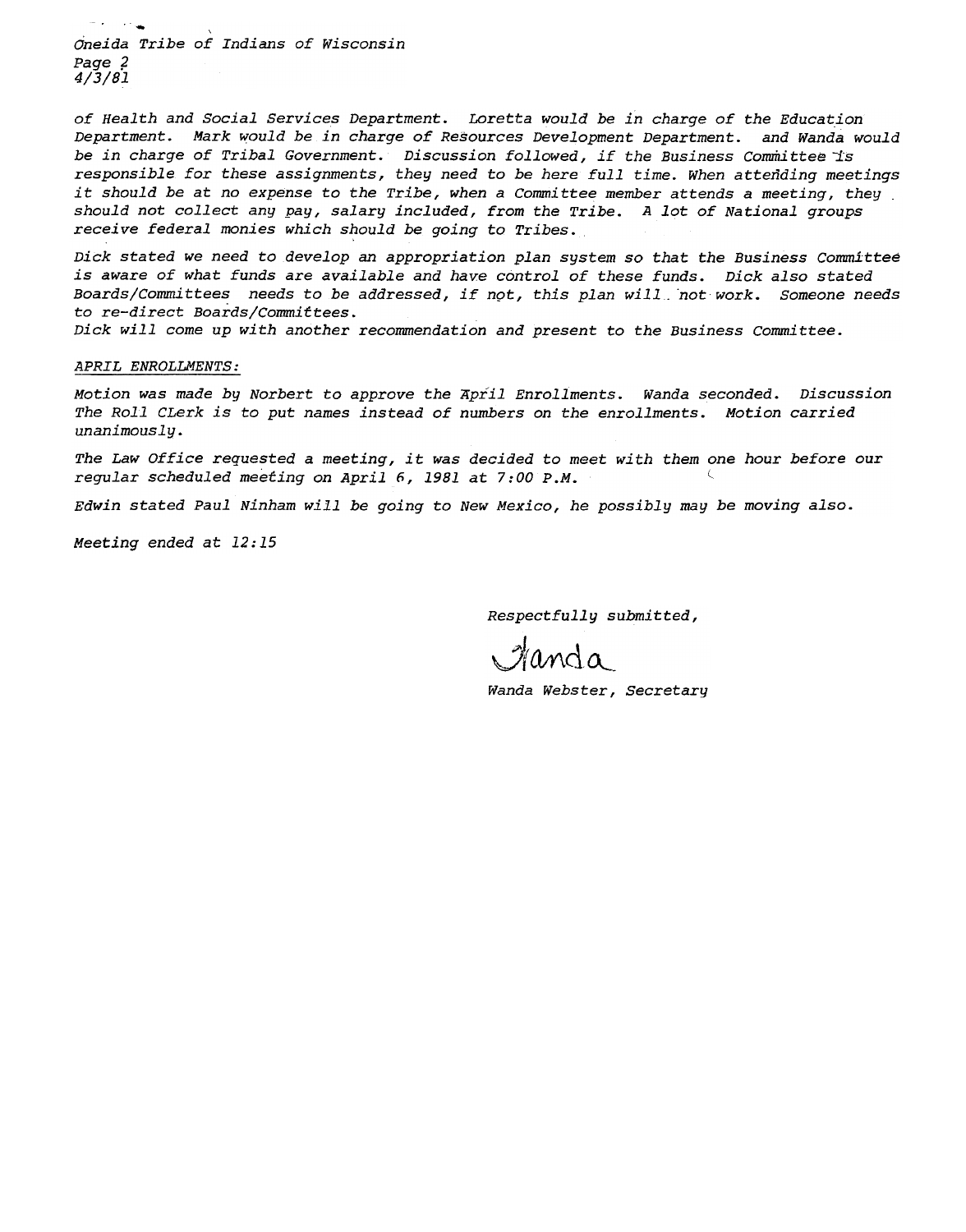of Health and Social Services Department. Loretta would be in charge of the Education Department. Mark would be in charge of Resources Development Department. and Wanda would be in charge of Tribal Government. Discussion followed, if the Business Committee is responsible for these assignments, they need to be here full time. When attending meetings it should be at no expense to the Tribe, when a Committee member attends a meeting, they should not collect any pay, salary included, from the Tribe. A lot of National groups receive federal monies which should be going to Tribes.

Dick stated we need to develop an appropriation plan system so that the Business Committee is aware of what funds are available and have control of these funds. Dick also stated Boards/Committees needs to be addressed, if not, this plan will not work. Someone needs to re-direct Boards/Committees.
Dick will come up with another recommendation and present to the Business Committee.

APRIL ENROLLMENTS:

Motion was made by Norbert to approve the April Enrollments. Wanda seconded. Discussion The Roll CLerk is to put names instead of numbers on the enrollments. Motion carried unanimously.

The Law Office requested a meeting, it was decided to meet with them one hour before our regular scheduled meeting on April 6, 1981 at 7:00 P.M.

Edwin stated Paul Ninham will be going to New Mexico, he possibly may be moving also.

Meeting ended at 12:15

Respectfully submitted,

Wanda

Wanda Webster, Secretary